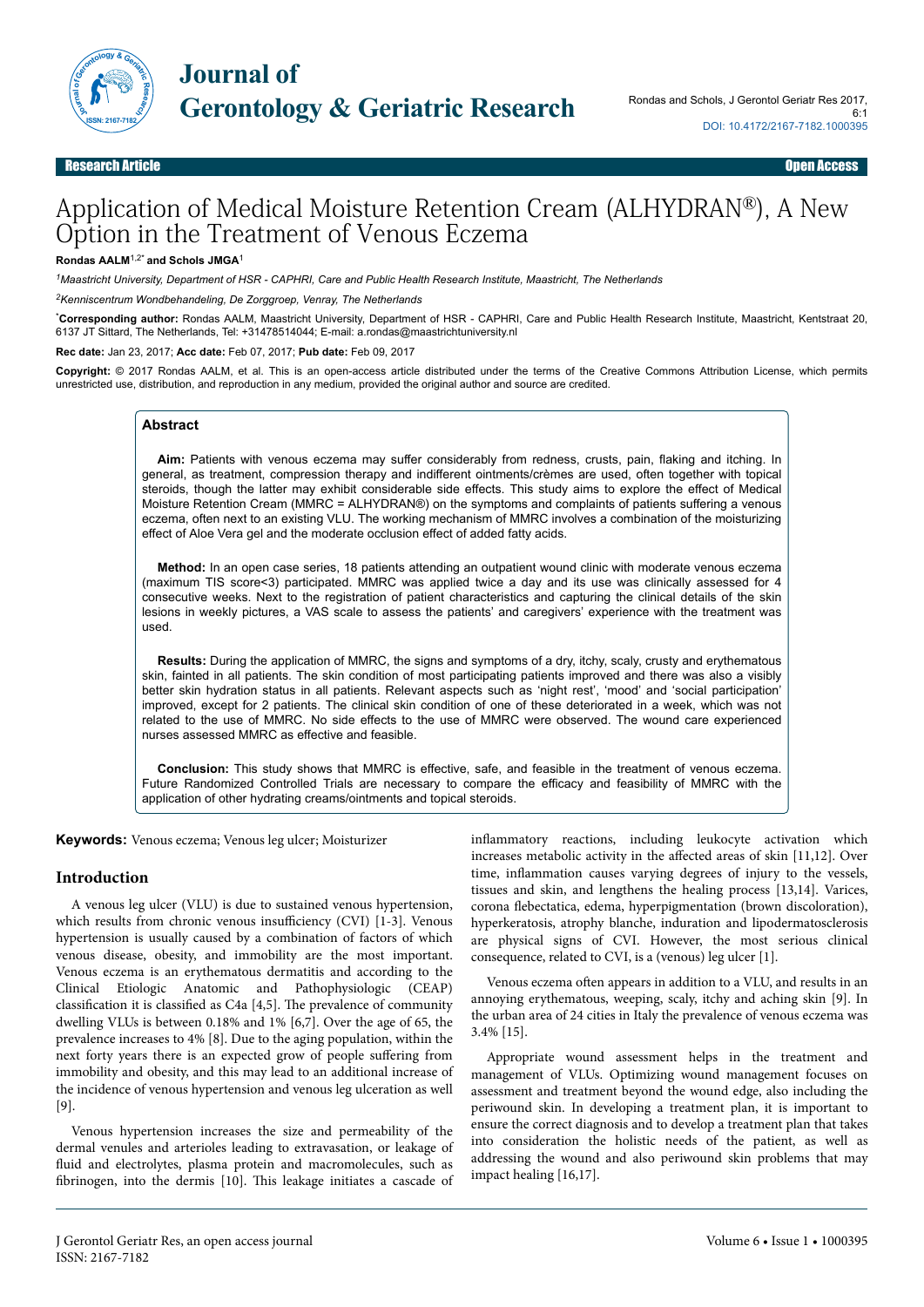Research Article | Open Access

# Application of Medical Moisture Retention Cream (ALHYDRAN®), A New Option in the Treatment of Venous Eczema

**Rondas AALM[1,2*] and Schols JMGA[1]**

[1]*Maastricht University, Department of HSR - CAPHRI, Care and Public Health Research Institute, Maastricht, The Netherlands*

[2]*Kenniscentrum Wondbehandeling, De Zorggroep, Venray, The Netherlands*

[*]**Corresponding author:** Rondas AALM, Maastricht University, Department of HSR - CAPHRI, Care and Public Health Research Institute, Maastricht, Kentstraat 20, 6137 JT Sittard, The Netherlands, Tel: +31478514044; E-mail: a.rondas@maastrichtuniversity.nl

**Rec date:** Jan 23, 2017; **Acc date:** Feb 07, 2017; **Pub date:** Feb 09, 2017

**Copyright:** © 2017 Rondas AALM, et al. This is an open-access article distributed under the terms of the Creative Commons Attribution License, which permits unrestricted use, distribution, and reproduction in any medium, provided the original author and source are credited.

## Abstract

**Aim:** Patients with venous eczema may suffer considerably from redness, crusts, pain, flaking and itching. In general, as treatment, compression therapy and indifferent ointments/crèmes are used, often together with topical steroids, though the latter may exhibit considerable side effects. This study aims to explore the effect of Medical Moisture Retention Cream (MMRC = ALHYDRAN®) on the symptoms and complaints of patients suffering a venous eczema, often next to an existing VLU. The working mechanism of MMRC involves a combination of the moisturizing effect of Aloe Vera gel and the moderate occlusion effect of added fatty acids.

**Method:** In an open case series, 18 patients attending an outpatient wound clinic with moderate venous eczema (maximum TIS score<3) participated. MMRC was applied twice a day and its use was clinically assessed for 4 consecutive weeks. Next to the registration of patient characteristics and capturing the clinical details of the skin lesions in weekly pictures, a VAS scale to assess the patients' and caregivers' experience with the treatment was used.

**Results:** During the application of MMRC, the signs and symptoms of a dry, itchy, scaly, crusty and erythematous skin, fainted in all patients. The skin condition of most participating patients improved and there was also a visibly better skin hydration status in all patients. Relevant aspects such as 'night rest', 'mood' and 'social participation' improved, except for 2 patients. The clinical skin condition of one of these deteriorated in a week, which was not related to the use of MMRC. No side effects to the use of MMRC were observed. The wound care experienced nurses assessed MMRC as effective and feasible.

**Conclusion:** This study shows that MMRC is effective, safe, and feasible in the treatment of venous eczema. Future Randomized Controlled Trials are necessary to compare the efficacy and feasibility of MMRC with the application of other hydrating creams/ointments and topical steroids.

**Keywords:** Venous eczema; Venous leg ulcer; Moisturizer

## Introduction

A venous leg ulcer (VLU) is due to sustained venous hypertension, which results from chronic venous insufficiency (CVI) [1-3]. Venous hypertension is usually caused by a combination of factors of which venous disease, obesity, and immobility are the most important. Venous eczema is an erythematous dermatitis and according to the Clinical Etiologic Anatomic and Pathophysiologic (CEAP) classification it is classified as C4a [4,5]. The prevalence of community dwelling VLUs is between 0.18% and 1% [6,7]. Over the age of 65, the prevalence increases to 4% [8]. Due to the aging population, within the next forty years there is an expected grow of people suffering from immobility and obesity, and this may lead to an additional increase of the incidence of venous hypertension and venous leg ulceration as well [9].

Venous hypertension increases the size and permeability of the dermal venules and arterioles leading to extravasation, or leakage of fluid and electrolytes, plasma protein and macromolecules, such as fibrinogen, into the dermis [10]. This leakage initiates a cascade of inflammatory reactions, including leukocyte activation which increases metabolic activity in the affected areas of skin [11,12]. Over time, inflammation causes varying degrees of injury to the vessels, tissues and skin, and lengthens the healing process [13,14]. Varices, corona flebectatica, edema, hyperpigmentation (brown discoloration), hyperkeratosis, atrophy blanche, induration and lipodermatosclerosis are physical signs of CVI. However, the most serious clinical consequence, related to CVI, is a (venous) leg ulcer [1].

Venous eczema often appears in addition to a VLU, and results in an annoying erythematous, weeping, scaly, itchy and aching skin [9]. In the urban area of 24 cities in Italy the prevalence of venous eczema was 3.4% [15].

Appropriate wound assessment helps in the treatment and management of VLUs. Optimizing wound management focuses on assessment and treatment beyond the wound edge, also including the periwound skin. In developing a treatment plan, it is important to ensure the correct diagnosis and to develop a treatment plan that takes into consideration the holistic needs of the patient, as well as addressing the wound and also periwound skin problems that may impact healing [16,17].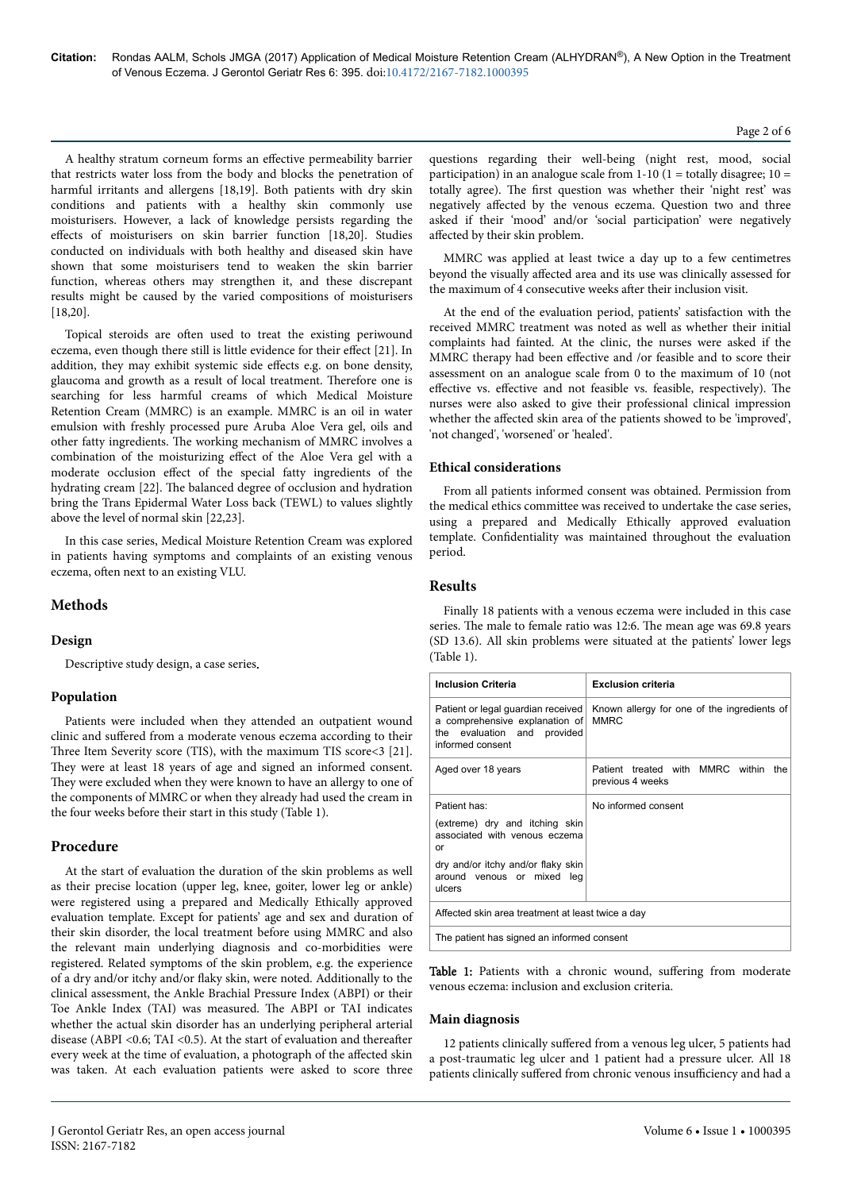A healthy stratum corneum forms an effective permeability barrier that restricts water loss from the body and blocks the penetration of harmful irritants and allergens [18,19]. Both patients with dry skin conditions and patients with a healthy skin commonly use moisturisers. However, a lack of knowledge persists regarding the effects of moisturisers on skin barrier function [18,20]. Studies conducted on individuals with both healthy and diseased skin have shown that some moisturisers tend to weaken the skin barrier function, whereas others may strengthen it, and these discrepant results might be caused by the varied compositions of moisturisers [18,20].

Topical steroids are often used to treat the existing periwound eczema, even though there still is little evidence for their effect [21]. In addition, they may exhibit systemic side effects e.g. on bone density, glaucoma and growth as a result of local treatment. Therefore one is searching for less harmful creams of which Medical Moisture Retention Cream (MMRC) is an example. MMRC is an oil in water emulsion with freshly processed pure Aruba Aloe Vera gel, oils and other fatty ingredients. The working mechanism of MMRC involves a combination of the moisturizing effect of the Aloe Vera gel with a moderate occlusion effect of the special fatty ingredients of the hydrating cream [22]. The balanced degree of occlusion and hydration bring the Trans Epidermal Water Loss (TEWL) to values slightly above the level of normal skin [22,23].

In this case series, Medical Moisture Retention Cream was explored in patients having symptoms and complaints of an existing venous eczema, often next to an existing VLU.

## Methods

### Design

Descriptive study design, a case series.

### Population

Patients were included when they attended an outpatient wound clinic and suffered from a moderate venous eczema according to their Three Item Severity score (TIS), with the maximum TIS score<3 [21]. They were at least 18 years of age and signed an informed consent. They were excluded when they were known to have an allergy to one of the components of MMRC or when they already had used the cream in the four weeks before their start in this study (Table 1).

### Procedure

At the start of evaluation the duration of the skin problems as well as their precise location (upper leg, knee, goiter, lower leg or ankle) were registered using a prepared and Medically Ethically approved evaluation template. Except for patients' age and sex and duration of their skin disorder, the local treatment before using MMRC and also the relevant main underlying diagnosis and co-morbidities were registered. Related symptoms of the skin problem, e.g. the experience of a dry and/or itchy and/or flaky skin, were noted. Additionally to the clinical assessment, the Ankle Brachial Pressure Index (ABPI) or their Toe Ankle Index (TAI) was measured. The ABPI or TAI indicates whether the actual skin disorder has an underlying peripheral arterial disease (ABPI <0.6; TAI <0.5). At the start of evaluation and thereafter every week at the time of evaluation, a photograph of the affected skin was taken. At each evaluation patients were asked to score three questions regarding their well-being (night rest, mood, social participation) in an analogue scale from 1-10 (1 = totally disagree; 10 = totally agree). The first question was whether their 'night rest' was negatively affected by the venous eczema. Question two and three asked if their 'mood' and/or 'social participation' were negatively affected by their skin problem.

MMRC was applied at least twice a day up to a few centimetres beyond the visually affected area and its use was clinically assessed for the maximum of 4 consecutive weeks after their inclusion visit.

At the end of the evaluation period, patients' satisfaction with the received MMRC treatment was noted as well as whether their initial complaints had fainted. At the clinic, the nurses were asked if the MMRC therapy had been effective and /or feasible and to score their assessment on an analogue scale from 0 to the maximum of 10 (not effective vs. effective and not feasible vs. feasible, respectively). The nurses were also asked to give their professional clinical impression whether the affected skin area of the patients showed to be 'improved', 'not changed', 'worsened' or 'healed'.

### Ethical considerations

From all patients informed consent was obtained. Permission from the medical ethics committee was received to undertake the case series, using a prepared and Medically Ethically approved evaluation template. Confidentiality was maintained throughout the evaluation period.

## Results

Finally 18 patients with a venous eczema were included in this case series. The male to female ratio was 12:6. The mean age were 69.8 years (SD 13.6). All skin problems were situated at the patients' lower legs (Table 1).

| Inclusion Criteria | Exclusion criteria |
|---|---|
| Patient or legal guardian received a comprehensive explanation of the evaluation and provided informed consent | Known allergy for one of the ingredients of MMRC |
| Aged over 18 years | Patient treated with MMRC within the previous 4 weeks |
| Patient has:<br>(extreme) dry and itching skin associated with venous eczema or<br>dry and/or itchy and/or flaky skin around venous or mixed leg ulcers | No informed consent |
| Affected skin area treatment at least twice a day | |
| The patient has signed an informed consent | |

**Table 1:** Patients with a chronic wound, suffering from moderate venous eczema: inclusion and exclusion criteria.

### Main diagnosis

12 patients clinically suffered from a venous leg ulcer, 5 patients had a post-traumatic leg ulcer and 1 patient had a pressure ulcer. All 18 patients clinically suffered from chronic venous insufficiency and had a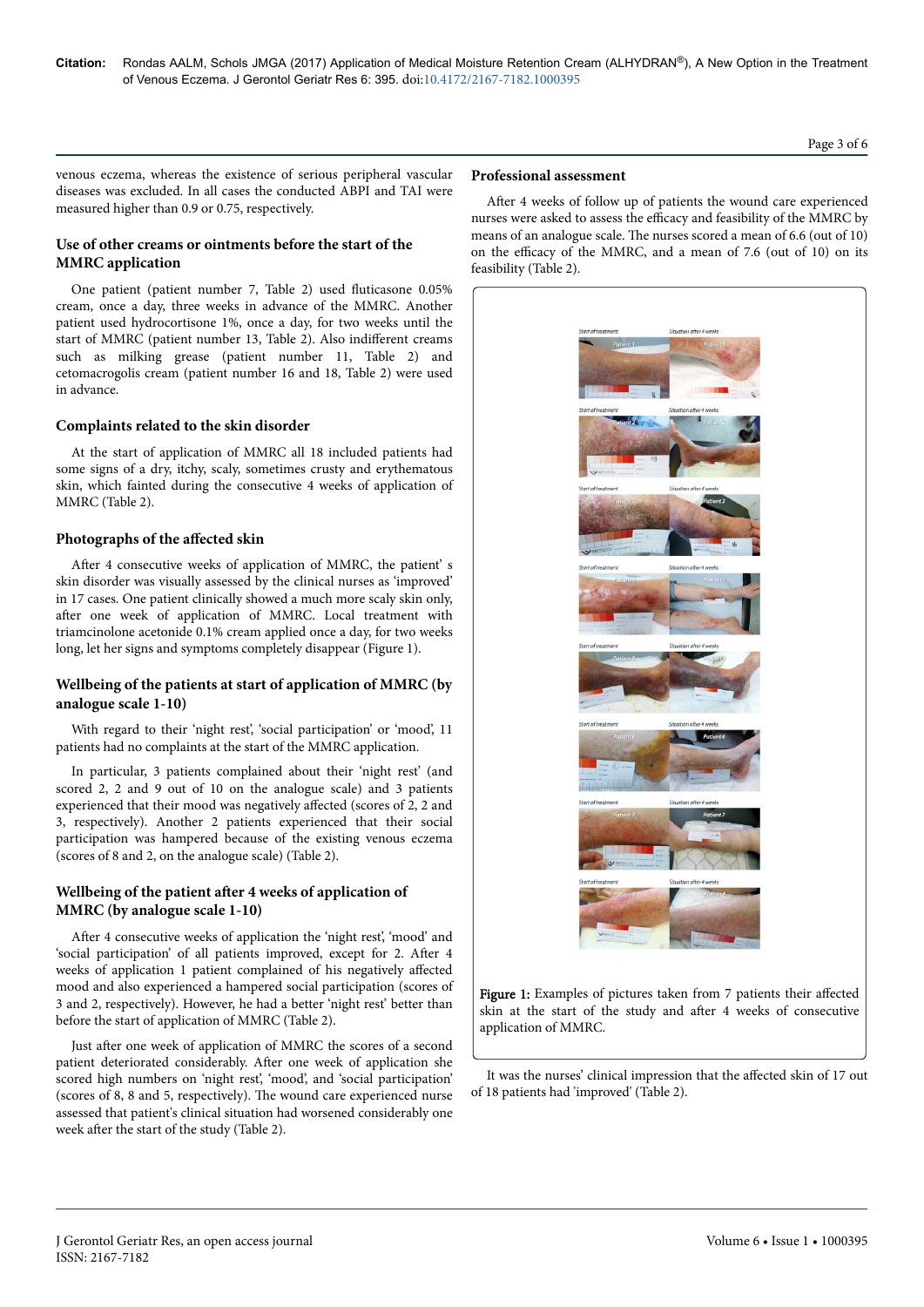venous eczema, whereas the existence of serious peripheral vascular diseases was excluded. In all cases the conducted ABPI and TAI were measured higher than 0.9 or 0.75, respectively.

### Use of other creams or ointments before the start of the MMRC application

One patient (patient number 7, Table 2) used fluticasone 0.05% cream, once a day, three weeks in advance of the MMRC. Another patient used hydrocortisone 1%, once a day, for two weeks until the start of MMRC (patient number 13, Table 2). Also indifferent creams such as milking grease (patient number 11, Table 2) and cetomacrogolis cream (patient number 16 and 18, Table 2) were used in advance.

### Complaints related to the skin disorder

At the start of application of MMRC all 18 included patients had some signs of a dry, itchy, scaly, sometimes crusty and erythematous skin, which fainted during the consecutive 4 weeks of application of MMRC (Table 2).

### Photographs of the affected skin

After 4 consecutive weeks of application of MMRC, the patient' s skin disorder was visually assessed by the clinical nurses as 'improved' in 17 cases. One patient clinically showed a much more scaly skin only, after one week of application of MMRC. Local treatment with triamcinolone acetonide 0.1% cream applied once a day, for two weeks long, let her signs and symptoms completely disappear (Figure 1).

### Wellbeing of the patients at start of application of MMRC (by analogue scale 1-10)

With regard to their 'night rest', 'social participation' or 'mood', 11 patients had no complaints at the start of the MMRC application.

In particular, 3 patients complained about their 'night rest' (and scored 2, 2 and 9 out of 10 on the analogue scale) and 3 patients experienced that their mood was negatively affected (scores of 2, 2 and 3, respectively). Another 2 patients experienced that their social participation was hampered because of the existing venous eczema (scores of 8 and 2, on the analogue scale) (Table 2).

### Wellbeing of the patient after 4 weeks of application of MMRC (by analogue scale 1-10)

After 4 consecutive weeks of application the 'night rest', 'mood' and 'social participation' of all patients improved, except for 2. After 4 weeks of application 1 patient complained of his negatively affected mood and also experienced a hampered social participation (scores of 3 and 2, respectively). However, he had a better 'night rest' better than before the start of application of MMRC (Table 2).

Just after one week of application of MMRC the scores of a second patient deteriorated considerably. After one week of application she scored high numbers on 'night rest', 'mood', and 'social participation' (scores of 8, 8 and 5, respectively). The wound care experienced nurse assessed that patient's clinical situation had worsened considerably one week after the start of the study (Table 2).

### Professional assessment

After 4 weeks of follow up of patients the wound care experienced nurses were asked to assess the efficacy and feasibility of the MMRC by means of an analogue scale. The nurses scored a mean of 6.6 (out of 10) on the efficacy of the MMRC, and a mean of 7.6 (out of 10) on its feasibility (Table 2).

**Figure 1:** Examples of pictures taken from 7 patients their affected skin at the start of the study and after 4 weeks of consecutive application of MMRC.

It was the nurses' clinical impression that the affected skin of 17 out of 18 patients had 'improved' (Table 2).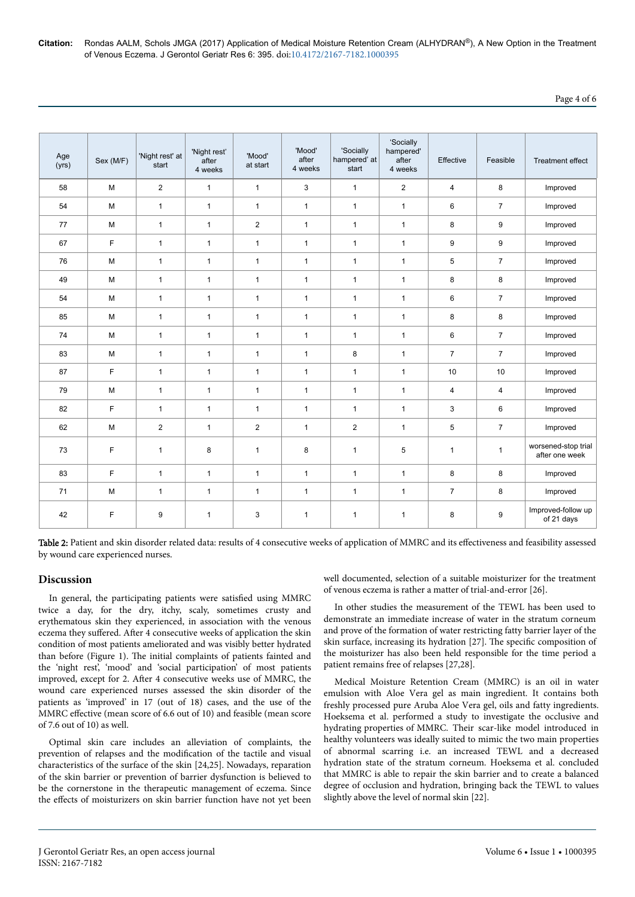| Age (yrs) | Sex (M/F) | 'Night rest' at start | 'Night rest' after 4 weeks | 'Mood' at start | 'Mood' after 4 weeks | 'Socially hampered' at start | 'Socially hampered' after 4 weeks | Effective | Feasible | Treatment effect |
|---|---|---|---|---|---|---|---|---|---|---|
| 58 | M | 2 | 1 | 1 | 3 | 1 | 2 | 4 | 8 | Improved |
| 54 | M | 1 | 1 | 1 | 1 | 1 | 1 | 6 | 7 | Improved |
| 77 | M | 1 | 1 | 2 | 1 | 1 | 1 | 8 | 9 | Improved |
| 67 | F | 1 | 1 | 1 | 1 | 1 | 1 | 9 | 9 | Improved |
| 76 | M | 1 | 1 | 1 | 1 | 1 | 1 | 5 | 7 | Improved |
| 49 | M | 1 | 1 | 1 | 1 | 1 | 1 | 8 | 8 | Improved |
| 54 | M | 1 | 1 | 1 | 1 | 1 | 1 | 6 | 7 | Improved |
| 85 | M | 1 | 1 | 1 | 1 | 1 | 1 | 8 | 8 | Improved |
| 74 | M | 1 | 1 | 1 | 1 | 1 | 1 | 6 | 7 | Improved |
| 83 | M | 1 | 1 | 1 | 1 | 8 | 1 | 7 | 7 | Improved |
| 87 | F | 1 | 1 | 1 | 1 | 1 | 1 | 10 | 10 | Improved |
| 79 | M | 1 | 1 | 1 | 1 | 1 | 1 | 4 | 4 | Improved |
| 82 | F | 1 | 1 | 1 | 1 | 1 | 1 | 3 | 6 | Improved |
| 62 | M | 2 | 1 | 2 | 1 | 2 | 1 | 5 | 7 | Improved |
| 73 | F | 1 | 8 | 1 | 8 | 1 | 5 | 1 | 1 | worsened-stop trial after one week |
| 83 | F | 1 | 1 | 1 | 1 | 1 | 1 | 8 | 8 | Improved |
| 71 | M | 1 | 1 | 1 | 1 | 1 | 1 | 7 | 8 | Improved |
| 42 | F | 9 | 1 | 3 | 1 | 1 | 1 | 8 | 9 | Improved-follow up of 21 days |

**Table 2:** Patient and skin disorder related data: results of 4 consecutive weeks of application of MMRC and its effectiveness and feasibility assessed by wound care experienced nurses.

## Discussion

In general, the participating patients were satisfied using MMRC twice a day, for the dry, itchy, scaly, sometimes crusty and erythematous skin they experienced, in association with the venous eczema they suffered. After 4 consecutive weeks of application the skin condition of most patients ameliorated and was visibly better hydrated than before (Figure 1). The initial complaints of patients fainted and the 'night rest', 'mood' and 'social participation' of most patients improved, except for 2. After 4 consecutive weeks use of MMRC, the wound care experienced nurses assessed the skin disorder of the patients as 'improved' in 17 (out of 18) cases, and the use of the MMRC effective (mean score of 6.6 out of 10) and feasible (mean score of 7.6 out of 10) as well.

Optimal skin care includes an alleviation of complaints, the prevention of relapses and the modification of the tactile and visual characteristics of the surface of the skin [24,25]. Nowadays, reparation of the skin barrier or prevention of barrier dysfunction is believed to be the cornerstone in the therapeutic management of eczema. Since the effects of moisturizers on skin barrier function have not yet been well documented, selection of a suitable moisturizer for the treatment of venous eczema is rather a matter of trial-and-error [26].

In other studies the measurement of the TEWL has been used to demonstrate an immediate increase of water in the stratum corneum and prove of the formation of water restricting fatty barrier layer of the skin surface, increasing its hydration [27]. The specific composition of the moisturizer has also been held responsible for the time period a patient remains free of relapses [27,28].

Medical Moisture Retention Cream (MMRC) is an oil in water emulsion with Aloe Vera gel as main ingredient. It contains both freshly processed pure Aruba Aloe Vera gel, oils and fatty ingredients. Hoeksema et al. performed a study to investigate the occlusive and hydrating properties of MMRC. Their scar-like model introduced in healthy volunteers was ideally suited to mimic the two main properties of abnormal scarring i.e. an increased TEWL and a decreased hydration state of the stratum corneum. Hoeksema et al. concluded that MMRC is able to repair the skin barrier and to create a balanced degree of occlusion and hydration, bringing back the TEWL to values slightly above the level of normal skin [22].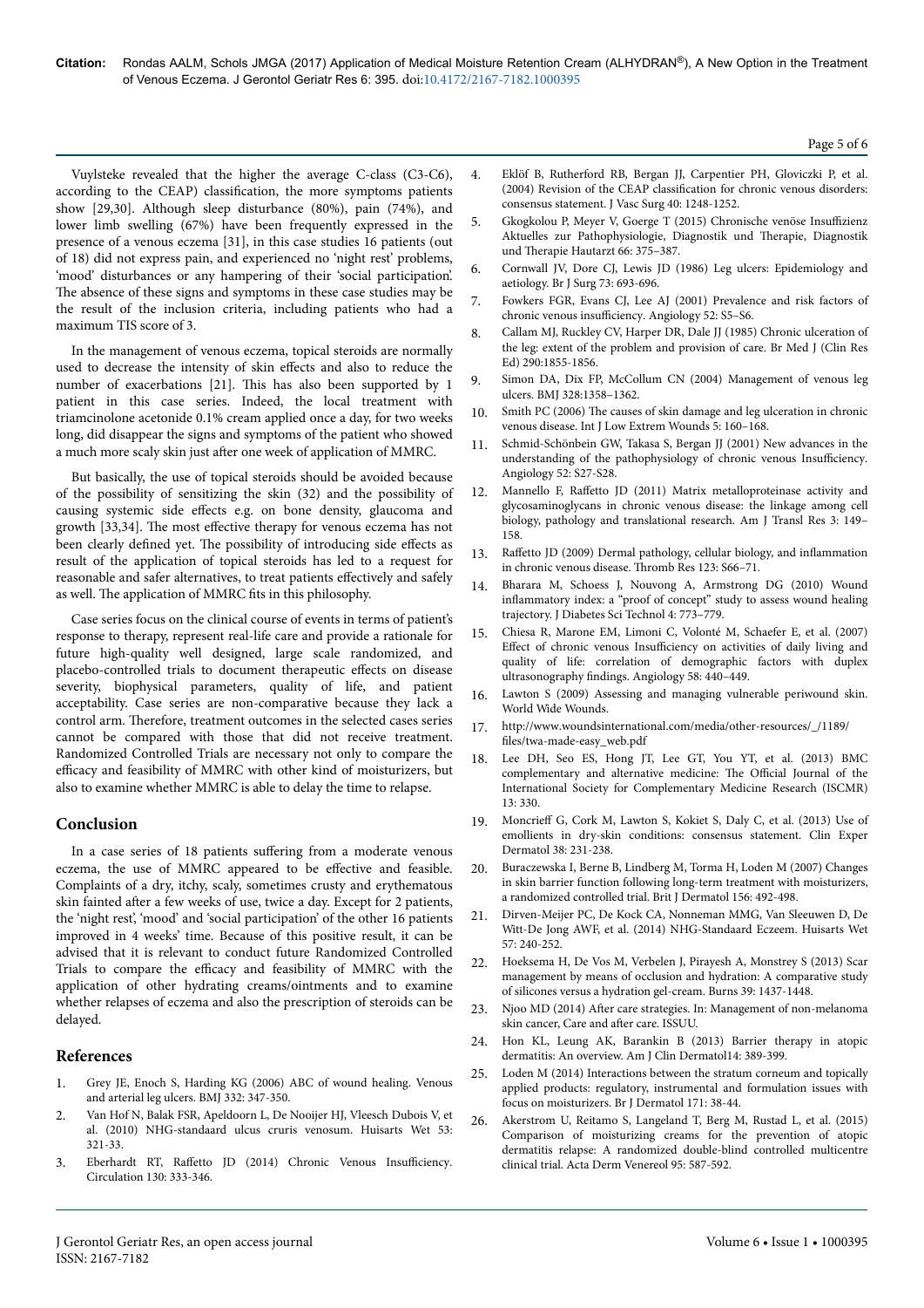Vuylsteke revealed that the higher the average C-class (C3-C6), according to the CEAP) classification, the more symptoms patients show [29,30]. Although sleep disturbance (80%), pain (74%), and lower limb swelling (67%) have been frequently expressed in the presence of a venous eczema [31], in this case studies 16 patients (out of 18) did not express pain, and experienced no 'night rest' problems, 'mood' disturbances or any hampering of their 'social participation'. The absence of these signs and symptoms in these case studies may be the result of the inclusion criteria, including patients who had a maximum TIS score of 3.

In the management of venous eczema, topical steroids are normally used to decrease the intensity of skin effects and also to reduce the number of exacerbations [21]. This has also been supported by 1 patient in this case series. Indeed, the local treatment with triamcinolone acetonide 0.1% cream applied once a day, for two weeks long, did disappear the signs and symptoms of the patient who showed a much more scaly skin just after one week of application of MMRC.

But basically, the use of topical steroids should be avoided because of the possibility of sensitizing the skin (32) and the possibility of causing systemic side effects e.g. on bone density, glaucoma and growth [33,34]. The most effective therapy for venous eczema has not been clearly defined yet. The possibility of introducing side effects as result of the application of topical steroids has led to a request for reasonable and safer alternatives, to treat patients effectively and safely as well. The application of MMRC fits in this philosophy.

Case series focus on the clinical course of events in terms of patient's response to therapy, represent real-life care and provide a rationale for future high-quality well designed, large scale randomized, and placebo-controlled trials to document therapeutic effects on disease severity, biophysical parameters, quality of life, and patient acceptability. Case series are non-comparative because they lack a control arm. Therefore, treatment outcomes in the selected cases series cannot be compared with those that did not receive treatment. Randomized Controlled Trials are necessary not only to compare the efficacy and feasibility of MMRC with other kind of moisturizers, but also to examine whether MMRC is able to delay the time to relapse.

## Conclusion

In a case series of 18 patients suffering from a moderate venous eczema, the use of MMRC appeared to be effective and feasible. Complaints of a dry, itchy, scaly, sometimes crusty and erythematous skin fainted after a few weeks of use, twice a day. Except for 2 patients, the 'night rest', 'mood' and 'social participation' of the other 16 patients improved in 4 weeks' time. Because of this positive result, it can be advised that it is relevant to conduct future Randomized Controlled Trials to compare the efficacy and feasibility of MMRC with the application of other hydrating creams/ointments and to examine whether relapses of eczema and also the prescription of steroids can be delayed.

## References

1. Grey JE, Enoch S, Harding KG (2006) ABC of wound healing. Venous and arterial leg ulcers. BMJ 332: 347-350.
2. Van Hof N, Balak FSR, Apeldoorn L, De Nooijer HJ, Vleesch Dubois V, et al. (2010) NHG-standaard ulcus cruris venosum. Huisarts Wet 53: 321-33.
3. Eberhardt RT, Raffetto JD (2014) Chronic Venous Insufficiency. Circulation 130: 333-346.
4. Eklöf B, Rutherford RB, Bergan JJ, Carpentier PH, Gloviczki P, et al. (2004) Revision of the CEAP classification for chronic venous disorders: consensus statement. J Vasc Surg 40: 1248-1252.
5. Gkogkolou P, Meyer V, Goerge T (2015) Chronische venöse Insuffizienz Aktuelles zur Pathophysiologie, Diagnostik und Therapie, Diagnostik und Therapie Hautarzt 66: 375–387.
6. Cornwall JV, Dore CJ, Lewis JD (1986) Leg ulcers: Epidemiology and aetiology. Br J Surg 73: 693-696.
7. Fowkers FGR, Evans CJ, Lee AJ (2001) Prevalence and risk factors of chronic venous insufficiency. Angiology 52: S5–S6.
8. Callam MJ, Ruckley CV, Harper DR, Dale JJ (1985) Chronic ulceration of the leg: extent of the problem and provision of care. Br Med J (Clin Res Ed) 290:1855-1856.
9. Simon DA, Dix FP, McCollum CN (2004) Management of venous leg ulcers. BMJ 328:1358–1362.
10. Smith PC (2006) The causes of skin damage and leg ulceration in chronic venous disease. Int J Low Extrem Wounds 5: 160–168.
11. Schmid-Schönbein GW, Takasa S, Bergan JJ (2001) New advances in the understanding of the pathophysiology of chronic venous Insufficiency. Angiology 52: S27-S28.
12. Mannello F, Raffetto JD (2011) Matrix metalloproteinase activity and glycosaminoglycans in chronic venous disease: the linkage among cell biology, pathology and translational research. Am J Transl Res 3: 149–158.
13. Raffetto JD (2009) Dermal pathology, cellular biology, and inflammation in chronic venous disease. Thromb Res 123: S66–71.
14. Bharara M, Schoess J, Nouvong A, Armstrong DG (2010) Wound inflammatory index: a "proof of concept" study to assess wound healing trajectory. J Diabetes Sci Technol 4: 773–779.
15. Chiesa R, Marone EM, Limoni C, Volonté M, Schaefer E, et al. (2007) Effect of chronic venous Insufficiency on activities of daily living and quality of life: correlation of demographic factors with duplex ultrasonography findings. Angiology 58: 440–449.
16. Lawton S (2009) Assessing and managing vulnerable periwound skin. World Wide Wounds.
17. http://www.woundsinternational.com/media/other-resources/_/1189/files/twa-made-easy_web.pdf
18. Lee DH, Seo ES, Hong JT, Lee GT, You YT, et al. (2013) BMC complementary and alternative medicine: The Official Journal of the International Society for Complementary Medicine Research (ISCMR) 13: 330.
19. Moncrieff G, Cork M, Lawton S, Kokiet S, Daly C, et al. (2013) Use of emollients in dry-skin conditions: consensus statement. Clin Exper Dermatol 38: 231-238.
20. Buraczewska I, Berne B, Lindberg M, Torma H, Loden M (2007) Changes in skin barrier function following long-term treatment with moisturizers, a randomized controlled trial. Brit J Dermatol 156: 492-498.
21. Dirven-Meijer PC, De Kock CA, Nonneman MMG, Van Sleeuwen D, De Witt-De Jong AWF, et al. (2014) NHG-Standaard Eczeem. Huisarts Wet 57: 240-252.
22. Hoeksema H, De Vos M, Verbelen J, Pirayesh A, Monstrey S (2013) Scar management by means of occlusion and hydration: A comparative study of silicones versus a hydration gel-cream. Burns 39: 1437-1448.
23. Njoo MD (2014) After care strategies. In: Management of non-melanoma skin cancer, Care and after care. ISSUU.
24. Hon KL, Leung AK, Barankin B (2013) Barrier therapy in atopic dermatitis: An overview. Am J Clin Dermatol14: 389-399.
25. Loden M (2014) Interactions between the stratum corneum and topically applied products: regulatory, instrumental and formulation issues with focus on moisturizers. Br J Dermatol 171: 38-44.
26. Akerstrom U, Reitamo S, Langeland T, Berg M, Rustad L, et al. (2015) Comparison of moisturizing creams for the prevention of atopic dermatitis relapse: A randomized double-blind controlled multicentre clinical trial. Acta Derm Venereol 95: 587-592.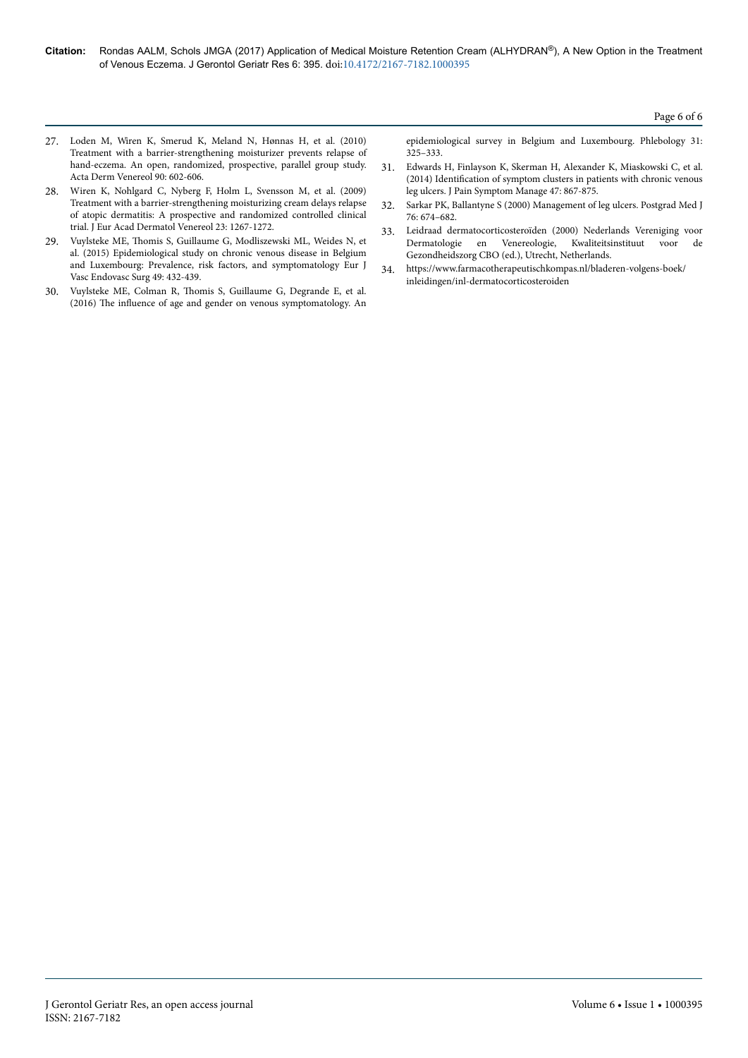27. Loden M, Wiren K, Smerud K, Meland N, Hønnas H, et al. (2010) Treatment with a barrier-strengthening moisturizer prevents relapse of hand-eczema. An open, randomized, prospective, parallel group study. Acta Derm Venereol 90: 602-606.
28. Wiren K, Nohlgard C, Nyberg F, Holm L, Svensson M, et al. (2009) Treatment with a barrier-strengthening moisturizing cream delays relapse of atopic dermatitis: A prospective and randomized controlled clinical trial. J Eur Acad Dermatol Venereol 23: 1267-1272.
29. Vuylsteke ME, Thomis S, Guillaume G, Modliszewski ML, Weides N, et al. (2015) Epidemiological study on chronic venous disease in Belgium and Luxembourg: Prevalence, risk factors, and symptomatology Eur J Vasc Endovasc Surg 49: 432-439.
30. Vuylsteke ME, Colman R, Thomis S, Guillaume G, Degrande E, et al. (2016) The influence of age and gender on venous symptomatology. An epidemiological survey in Belgium and Luxembourg. Phlebology 31: 325–333.
31. Edwards H, Finlayson K, Skerman H, Alexander K, Miaskowski C, et al. (2014) Identification of symptom clusters in patients with chronic venous leg ulcers. J Pain Symptom Manage 47: 867-875.
32. Sarkar PK, Ballantyne S (2000) Management of leg ulcers. Postgrad Med J 76: 674–682.
33. Leidraad dermatocorticosteroïden (2000) Nederlands Vereniging voor Dermatologie en Venereologie, Kwaliteitsinstituut voor de Gezondheidszorg CBO (ed.), Utrecht, Netherlands.
34. https://www.farmacotherapeutischkompas.nl/bladeren-volgens-boek/inleidingen/inl-dermatocorticosteroiden